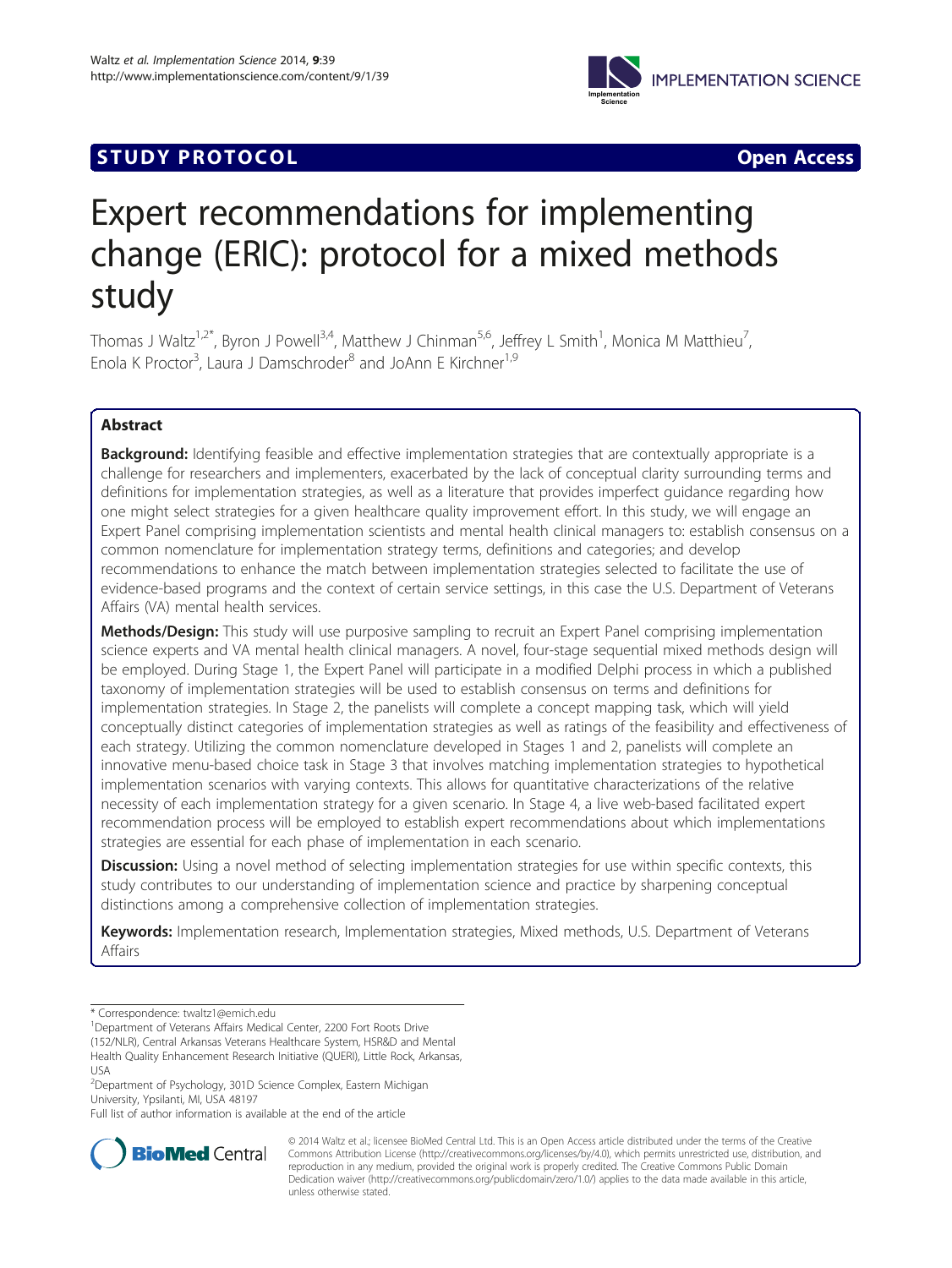STUDY PROTOCOL **Open Access**

# Expert recommendations for implementing change (ERIC): protocol for a mixed methods study

Thomas J Waltz[1,2*], Byron J Powell[3,4], Matthew J Chinman[5,6], Jeffrey L Smith[1], Monica M Matthieu[7], Enola K Proctor[3], Laura J Damschroder[8] and JoAnn E Kirchner[1,9]

## Abstract

**Background:** Identifying feasible and effective implementation strategies that are contextually appropriate is a challenge for researchers and implementers, exacerbated by the lack of conceptual clarity surrounding terms and definitions for implementation strategies, as well as a literature that provides imperfect guidance regarding how one might select strategies for a given healthcare quality improvement effort. In this study, we will engage an Expert Panel comprising implementation scientists and mental health clinical managers to: establish consensus on a common nomenclature for implementation strategy terms, definitions and categories; and develop recommendations to enhance the match between implementation strategies selected to facilitate the use of evidence-based programs and the context of certain service settings, in this case the U.S. Department of Veterans Affairs (VA) mental health services.

**Methods/Design:** This study will use purposive sampling to recruit an Expert Panel comprising implementation science experts and VA mental health clinical managers. A novel, four-stage sequential mixed methods design will be employed. During Stage 1, the Expert Panel will participate in a modified Delphi process in which a published taxonomy of implementation strategies will be used to establish consensus on terms and definitions for implementation strategies. In Stage 2, the panelists will complete a concept mapping task, which will yield conceptually distinct categories of implementation strategies as well as ratings of the feasibility and effectiveness of each strategy. Utilizing the common nomenclature developed in Stages 1 and 2, panelists will complete an innovative menu-based choice task in Stage 3 that involves matching implementation strategies to hypothetical implementation scenarios with varying contexts. This allows for quantitative characterizations of the relative necessity of each implementation strategy for a given scenario. In Stage 4, a live web-based facilitated expert recommendation process will be employed to establish expert recommendations about which implementations strategies are essential for each phase of implementation in each scenario.

**Discussion:** Using a novel method of selecting implementation strategies for use within specific contexts, this study contributes to our understanding of implementation science and practice by sharpening conceptual distinctions among a comprehensive collection of implementation strategies.

**Keywords:** Implementation research, Implementation strategies, Mixed methods, U.S. Department of Veterans Affairs

---

\* Correspondence: twaltz1@emich.edu
[1]Department of Veterans Affairs Medical Center, 2200 Fort Roots Drive (152/NLR), Central Arkansas Veterans Healthcare System, HSR&D and Mental Health Quality Enhancement Research Initiative (QUERI), Little Rock, Arkansas, USA
[2]Department of Psychology, 301D Science Complex, Eastern Michigan University, Ypsilanti, MI, USA 48197
Full list of author information is available at the end of the article

© 2014 Waltz et al.; licensee BioMed Central Ltd. This is an Open Access article distributed under the terms of the Creative Commons Attribution License (http://creativecommons.org/licenses/by/4.0), which permits unrestricted use, distribution, and reproduction in any medium, provided the original work is properly credited. The Creative Commons Public Domain Dedication waiver (http://creativecommons.org/publicdomain/zero/1.0/) applies to the data made available in this article, unless otherwise stated.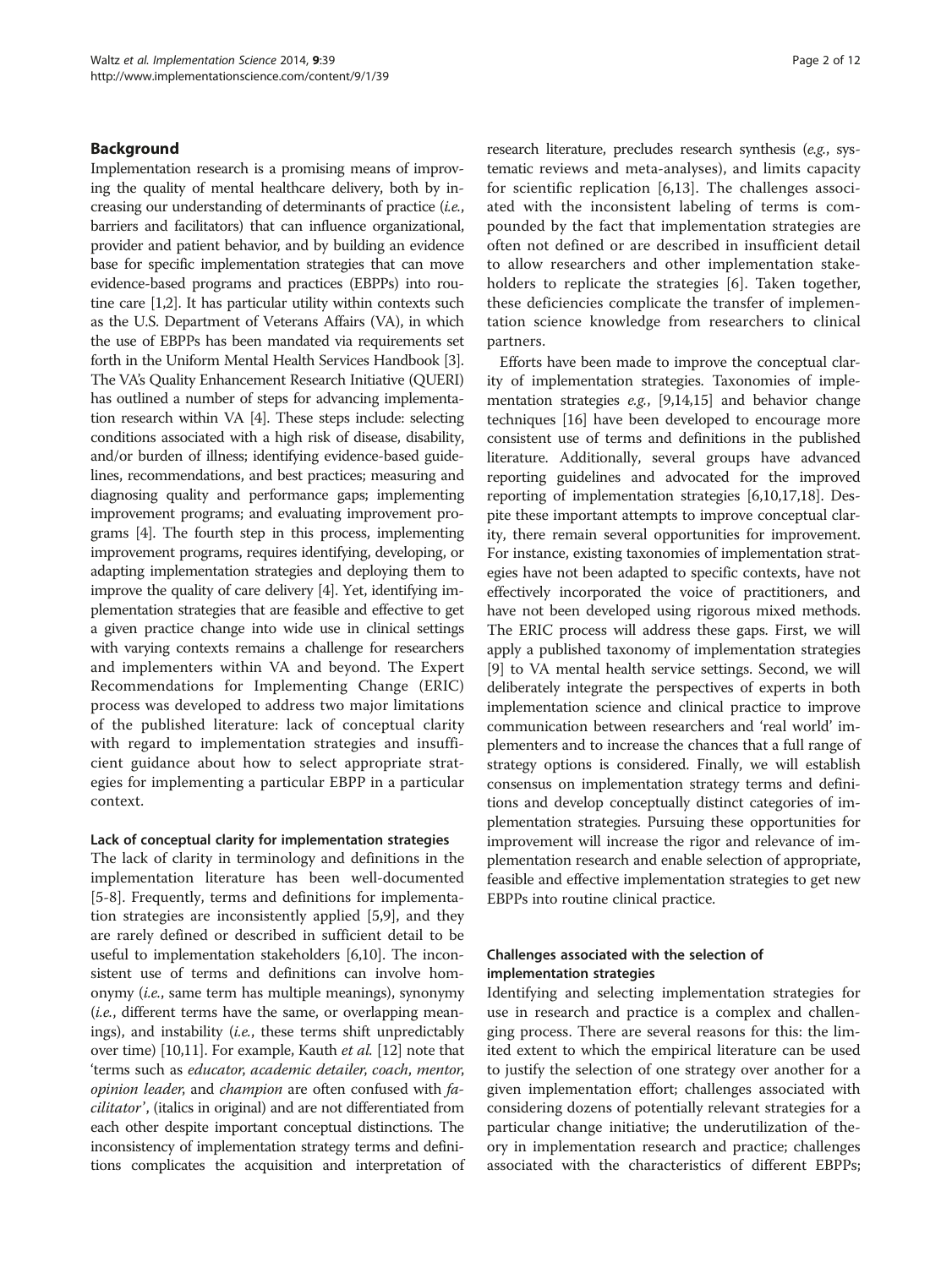## Background

Implementation research is a promising means of improving the quality of mental healthcare delivery, both by increasing our understanding of determinants of practice (*i.e.*, barriers and facilitators) that can influence organizational, provider and patient behavior, and by building an evidence base for specific implementation strategies that can move evidence-based programs and practices (EBPPs) into routine care [1,2]. It has particular utility within contexts such as the U.S. Department of Veterans Affairs (VA), in which the use of EBPPs has been mandated via requirements set forth in the Uniform Mental Health Services Handbook [3]. The VA's Quality Enhancement Research Initiative (QUERI) has outlined a number of steps for advancing implementation research within VA [4]. These steps include: selecting conditions associated with a high risk of disease, disability, and/or burden of illness; identifying evidence-based guidelines, recommendations, and best practices; measuring and diagnosing quality and performance gaps; implementing improvement programs; and evaluating improvement programs [4]. The fourth step in this process, implementing improvement programs, requires identifying, developing, or adapting implementation strategies and deploying them to improve the quality of care delivery [4]. Yet, identifying implementation strategies that are feasible and effective to get a given practice change into wide use in clinical settings with varying contexts remains a challenge for researchers and implementers within VA and beyond. The Expert Recommendations for Implementing Change (ERIC) process was developed to address two major limitations of the published literature: lack of conceptual clarity with regard to implementation strategies and insufficient guidance about how to select appropriate strategies for implementing a particular EBPP in a particular context.

### Lack of conceptual clarity for implementation strategies

The lack of clarity in terminology and definitions in the implementation literature has been well-documented [5-8]. Frequently, terms and definitions for implementation strategies are inconsistently applied [5,9], and they are rarely defined or described in sufficient detail to be useful to implementation stakeholders [6,10]. The inconsistent use of terms and definitions can involve homonymy (*i.e.*, same term has multiple meanings), synonymy (*i.e.*, different terms have the same, or overlapping meanings), and instability (*i.e.*, these terms shift unpredictably over time) [10,11]. For example, Kauth *et al.* [12] note that 'terms such as *educator*, *academic detailer*, *coach*, *mentor*, *opinion leader*, and *champion* are often confused with *facilitator*', (italics in original) and are not differentiated from each other despite important conceptual distinctions. The inconsistency of implementation strategy terms and definitions complicates the acquisition and interpretation of research literature, precludes research synthesis (*e.g.*, systematic reviews and meta-analyses), and limits capacity for scientific replication [6,13]. The challenges associated with the inconsistent labeling of terms is compounded by the fact that implementation strategies are often not defined or are described in insufficient detail to allow researchers and other implementation stakeholders to replicate the strategies [6]. Taken together, these deficiencies complicate the transfer of implementation science knowledge from researchers to clinical partners.

Efforts have been made to improve the conceptual clarity of implementation strategies. Taxonomies of implementation strategies *e.g.*, [9,14,15] and behavior change techniques [16] have been developed to encourage more consistent use of terms and definitions in the published literature. Additionally, several groups have advanced reporting guidelines and advocated for the improved reporting of implementation strategies [6,10,17,18]. Despite these important attempts to improve conceptual clarity, there remain several opportunities for improvement. For instance, existing taxonomies of implementation strategies have not been adapted to specific contexts, have not effectively incorporated the voice of practitioners, and have not been developed using rigorous mixed methods. The ERIC process will address these gaps. First, we will apply a published taxonomy of implementation strategies [9] to VA mental health service settings. Second, we will deliberately integrate the perspectives of experts in both implementation science and clinical practice to improve communication between researchers and 'real world' implementers and to increase the chances that a full range of strategy options is considered. Finally, we will establish consensus on implementation strategy terms and definitions and develop conceptually distinct categories of implementation strategies. Pursuing these opportunities for improvement will increase the rigor and relevance of implementation research and enable selection of appropriate, feasible and effective implementation strategies to get new EBPPs into routine clinical practice.

### Challenges associated with the selection of implementation strategies

Identifying and selecting implementation strategies for use in research and practice is a complex and challenging process. There are several reasons for this: the limited extent to which the empirical literature can be used to justify the selection of one strategy over another for a given implementation effort; challenges associated with considering dozens of potentially relevant strategies for a particular change initiative; the underutilization of theory in implementation research and practice; challenges associated with the characteristics of different EBPPs;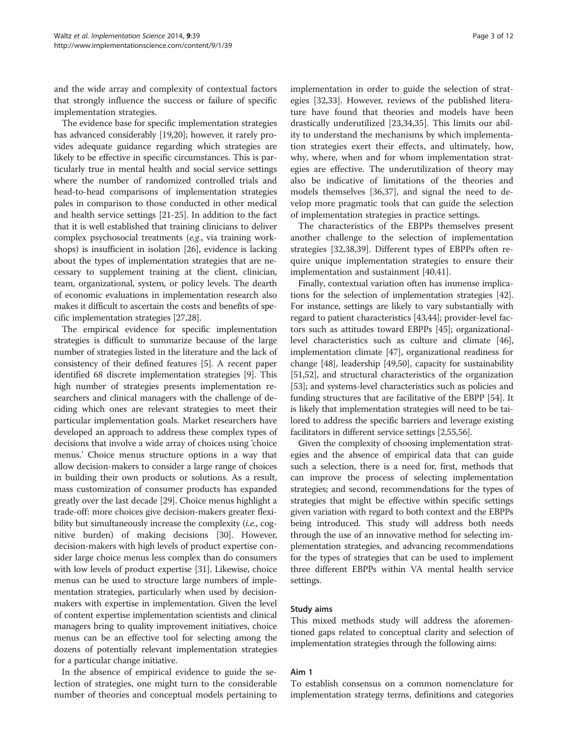and the wide array and complexity of contextual factors that strongly influence the success or failure of specific implementation strategies.

The evidence base for specific implementation strategies has advanced considerably [19,20]; however, it rarely provides adequate guidance regarding which strategies are likely to be effective in specific circumstances. This is particularly true in mental health and social service settings where the number of randomized controlled trials and head-to-head comparisons of implementation strategies pales in comparison to those conducted in other medical and health service settings [21-25]. In addition to the fact that it is well established that training clinicians to deliver complex psychosocial treatments (*e.g.*, via training workshops) is insufficient in isolation [26], evidence is lacking about the types of implementation strategies that are necessary to supplement training at the client, clinician, team, organizational, system, or policy levels. The dearth of economic evaluations in implementation research also makes it difficult to ascertain the costs and benefits of specific implementation strategies [27,28].

The empirical evidence for specific implementation strategies is difficult to summarize because of the large number of strategies listed in the literature and the lack of consistency of their defined features [5]. A recent paper identified 68 discrete implementation strategies [9]. This high number of strategies presents implementation researchers and clinical managers with the challenge of deciding which ones are relevant strategies to meet their particular implementation goals. Market researchers have developed an approach to address these complex types of decisions that involve a wide array of choices using 'choice menus.' Choice menus structure options in a way that allow decision-makers to consider a large range of choices in building their own products or solutions. As a result, mass customization of consumer products has expanded greatly over the last decade [29]. Choice menus highlight a trade-off: more choices give decision-makers greater flexibility but simultaneously increase the complexity (*i.e.*, cognitive burden) of making decisions [30]. However, decision-makers with high levels of product expertise consider large choice menus less complex than do consumers with low levels of product expertise [31]. Likewise, choice menus can be used to structure large numbers of implementation strategies, particularly when used by decision-makers with expertise in implementation. Given the level of content expertise implementation scientists and clinical managers bring to quality improvement initiatives, choice menus can be an effective tool for selecting among the dozens of potentially relevant implementation strategies for a particular change initiative.

In the absence of empirical evidence to guide the selection of strategies, one might turn to the considerable number of theories and conceptual models pertaining to implementation in order to guide the selection of strategies [32,33]. However, reviews of the published literature have found that theories and models have been drastically underutilized [23,34,35]. This limits our ability to understand the mechanisms by which implementation strategies exert their effects, and ultimately, how, why, where, when and for whom implementation strategies are effective. The underutilization of theory may also be indicative of limitations of the theories and models themselves [36,37], and signal the need to develop more pragmatic tools that can guide the selection of implementation strategies in practice settings.

The characteristics of the EBPPs themselves present another challenge to the selection of implementation strategies [32,38,39]. Different types of EBPPs often require unique implementation strategies to ensure their implementation and sustainment [40,41].

Finally, contextual variation often has immense implications for the selection of implementation strategies [42]. For instance, settings are likely to vary substantially with regard to patient characteristics [43,44]; provider-level factors such as attitudes toward EBPPs [45]; organizational-level characteristics such as culture and climate [46], implementation climate [47], organizational readiness for change [48], leadership [49,50], capacity for sustainability [51,52], and structural characteristics of the organization [53]; and systems-level characteristics such as policies and funding structures that are facilitative of the EBPP [54]. It is likely that implementation strategies will need to be tailored to address the specific barriers and leverage existing facilitators in different service settings [2,55,56].

Given the complexity of choosing implementation strategies and the absence of empirical data that can guide such a selection, there is a need for, first, methods that can improve the process of selecting implementation strategies; and second, recommendations for the types of strategies that might be effective within specific settings given variation with regard to both context and the EBPPs being introduced. This study will address both needs through the use of an innovative method for selecting implementation strategies, and advancing recommendations for the types of strategies that can be used to implement three different EBPPs within VA mental health service settings.

### Study aims

This mixed methods study will address the aforementioned gaps related to conceptual clarity and selection of implementation strategies through the following aims:

#### Aim 1

To establish consensus on a common nomenclature for implementation strategy terms, definitions and categories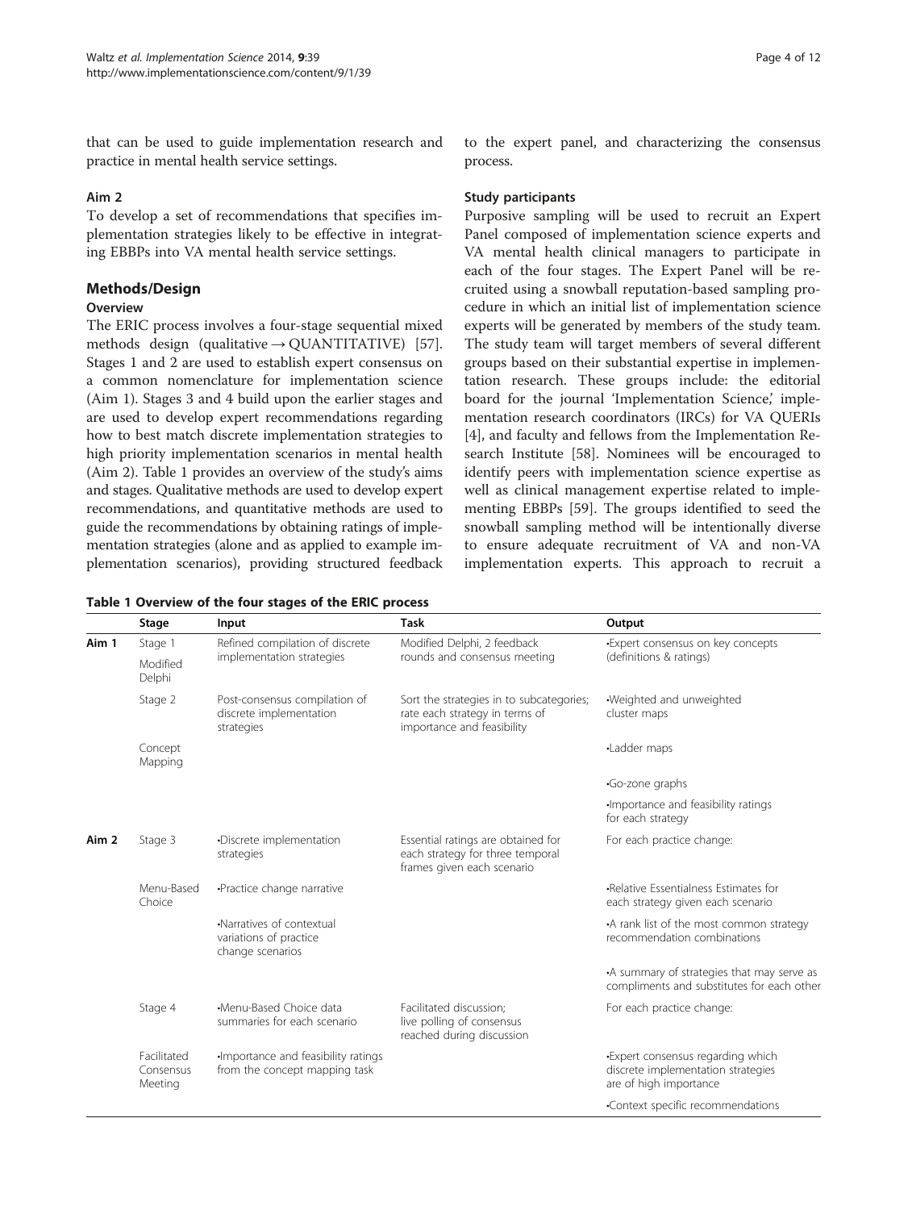that can be used to guide implementation research and practice in mental health service settings.

### Aim 2

To develop a set of recommendations that specifies implementation strategies likely to be effective in integrating EBBPs into VA mental health service settings.

## Methods/Design

### Overview

The ERIC process involves a four-stage sequential mixed methods design (qualitative → QUANTITATIVE) [57]. Stages 1 and 2 are used to establish expert consensus on a common nomenclature for implementation science (Aim 1). Stages 3 and 4 build upon the earlier stages and are used to develop expert recommendations regarding how to best match discrete implementation strategies to high priority implementation scenarios in mental health (Aim 2). Table 1 provides an overview of the study's aims and stages. Qualitative methods are used to develop expert recommendations, and quantitative methods are used to guide the recommendations by obtaining ratings of implementation strategies (alone and as applied to example implementation scenarios), providing structured feedback to the expert panel, and characterizing the consensus process.

### Study participants

Purposive sampling will be used to recruit an Expert Panel composed of implementation science experts and VA mental health clinical managers to participate in each of the four stages. The Expert Panel will be recruited using a snowball reputation-based sampling procedure in which an initial list of implementation science experts will be generated by members of the study team. The study team will target members of several different groups based on their substantial expertise in implementation research. These groups include: the editorial board for the journal 'Implementation Science,' implementation research coordinators (IRCs) for VA QUERIs [4], and faculty and fellows from the Implementation Research Institute [58]. Nominees will be encouraged to identify peers with implementation science expertise as well as clinical management expertise related to implementing EBBPs [59]. The groups identified to seed the snowball sampling method will be intentionally diverse to ensure adequate recruitment of VA and non-VA implementation experts. This approach to recruit a

**Table 1 Overview of the four stages of the ERIC process**

| | Stage | Input | Task | Output |
|---|---|---|---|---|
| **Aim 1** | Stage 1 Modified Delphi | Refined compilation of discrete implementation strategies | Modified Delphi, 2 feedback rounds and consensus meeting | •Expert consensus on key concepts (definitions & ratings) |
| | Stage 2 Concept Mapping | Post-consensus compilation of discrete implementation strategies | Sort the strategies in to subcategories; rate each strategy in terms of importance and feasibility | •Weighted and unweighted cluster maps |
| | | | | •Ladder maps |
| | | | | •Go-zone graphs |
| | | | | •Importance and feasibility ratings for each strategy |
| **Aim 2** | Stage 3 Menu-Based Choice | •Discrete implementation strategies | Essential ratings are obtained for each strategy for three temporal frames given each scenario | For each practice change: |
| | | •Practice change narrative | | •Relative Essentialness Estimates for each strategy given each scenario |
| | | •Narratives of contextual variations of practice change scenarios | | •A rank list of the most common strategy recommendation combinations |
| | | | | •A summary of strategies that may serve as compliments and substitutes for each other |
| | Stage 4 Facilitated Consensus Meeting | •Menu-Based Choice data summaries for each scenario | Facilitated discussion; live polling of consensus reached during discussion | For each practice change: |
| | | •Importance and feasibility ratings from the concept mapping task | | •Expert consensus regarding which discrete implementation strategies are of high importance |
| | | | | •Context specific recommendations |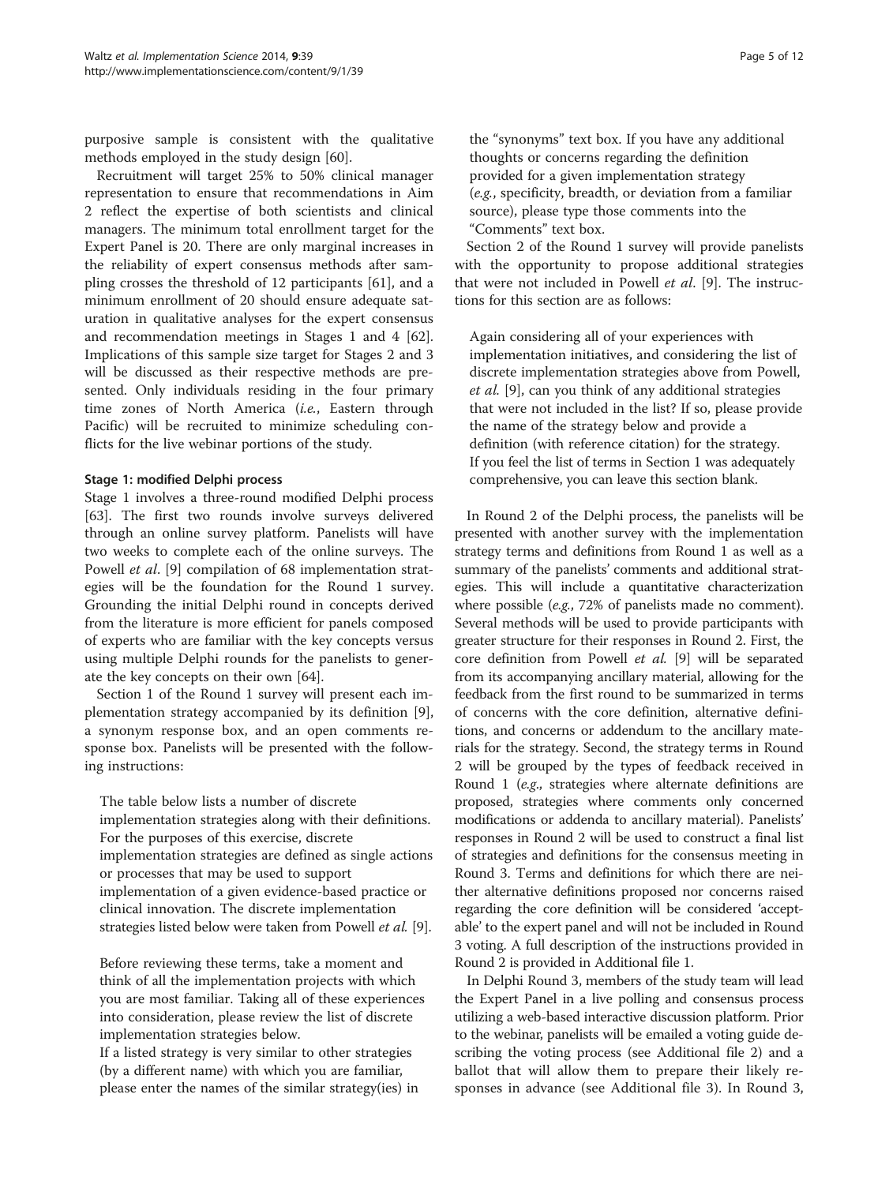purposive sample is consistent with the qualitative methods employed in the study design [60].

Recruitment will target 25% to 50% clinical manager representation to ensure that recommendations in Aim 2 reflect the expertise of both scientists and clinical managers. The minimum total enrollment target for the Expert Panel is 20. There are only marginal increases in the reliability of expert consensus methods after sampling crosses the threshold of 12 participants [61], and a minimum enrollment of 20 should ensure adequate saturation in qualitative analyses for the expert consensus and recommendation meetings in Stages 1 and 4 [62]. Implications of this sample size target for Stages 2 and 3 will be discussed as their respective methods are presented. Only individuals residing in the four primary time zones of North America (*i.e.*, Eastern through Pacific) will be recruited to minimize scheduling conflicts for the live webinar portions of the study.

#### Stage 1: modified Delphi process

Stage 1 involves a three-round modified Delphi process [63]. The first two rounds involve surveys delivered through an online survey platform. Panelists will have two weeks to complete each of the online surveys. The Powell *et al*. [9] compilation of 68 implementation strategies will be the foundation for the Round 1 survey. Grounding the initial Delphi round in concepts derived from the literature is more efficient for panels composed of experts who are familiar with the key concepts versus using multiple Delphi rounds for the panelists to generate the key concepts on their own [64].

Section 1 of the Round 1 survey will present each implementation strategy accompanied by its definition [9], a synonym response box, and an open comments response box. Panelists will be presented with the following instructions:

> The table below lists a number of discrete implementation strategies along with their definitions. For the purposes of this exercise, discrete implementation strategies are defined as single actions or processes that may be used to support implementation of a given evidence-based practice or clinical innovation. The discrete implementation strategies listed below were taken from Powell *et al.* [9].
>
> Before reviewing these terms, take a moment and think of all the implementation projects with which you are most familiar. Taking all of these experiences into consideration, please review the list of discrete implementation strategies below.
> If a listed strategy is very similar to other strategies (by a different name) with which you are familiar, please enter the names of the similar strategy(ies) in the "synonyms" text box. If you have any additional thoughts or concerns regarding the definition provided for a given implementation strategy (*e.g.*, specificity, breadth, or deviation from a familiar source), please type those comments into the "Comments" text box.

Section 2 of the Round 1 survey will provide panelists with the opportunity to propose additional strategies that were not included in Powell *et al*. [9]. The instructions for this section are as follows:

> Again considering all of your experiences with implementation initiatives, and considering the list of discrete implementation strategies above from Powell, *et al*. [9], can you think of any additional strategies that were not included in the list? If so, please provide the name of the strategy below and provide a definition (with reference citation) for the strategy. If you feel the list of terms in Section 1 was adequately comprehensive, you can leave this section blank.

In Round 2 of the Delphi process, the panelists will be presented with another survey with the implementation strategy terms and definitions from Round 1 as well as a summary of the panelists' comments and additional strategies. This will include a quantitative characterization where possible (*e.g.*, 72% of panelists made no comment). Several methods will be used to provide participants with greater structure for their responses in Round 2. First, the core definition from Powell *et al.* [9] will be separated from its accompanying ancillary material, allowing for the feedback from the first round to be summarized in terms of concerns with the core definition, alternative definitions, and concerns or addendum to the ancillary materials for the strategy. Second, the strategy terms in Round 2 will be grouped by the types of feedback received in Round 1 (*e.g.*, strategies where alternate definitions are proposed, strategies where comments only concerned modifications or addenda to ancillary material). Panelists' responses in Round 2 will be used to construct a final list of strategies and definitions for the consensus meeting in Round 3. Terms and definitions for which there are neither alternative definitions proposed nor concerns raised regarding the core definition will be considered 'acceptable' to the expert panel and will not be included in Round 3 voting. A full description of the instructions provided in Round 2 is provided in Additional file 1.

In Delphi Round 3, members of the study team will lead the Expert Panel in a live polling and consensus process utilizing a web-based interactive discussion platform. Prior to the webinar, panelists will be emailed a voting guide describing the voting process (see Additional file 2) and a ballot that will allow them to prepare their likely responses in advance (see Additional file 3). In Round 3,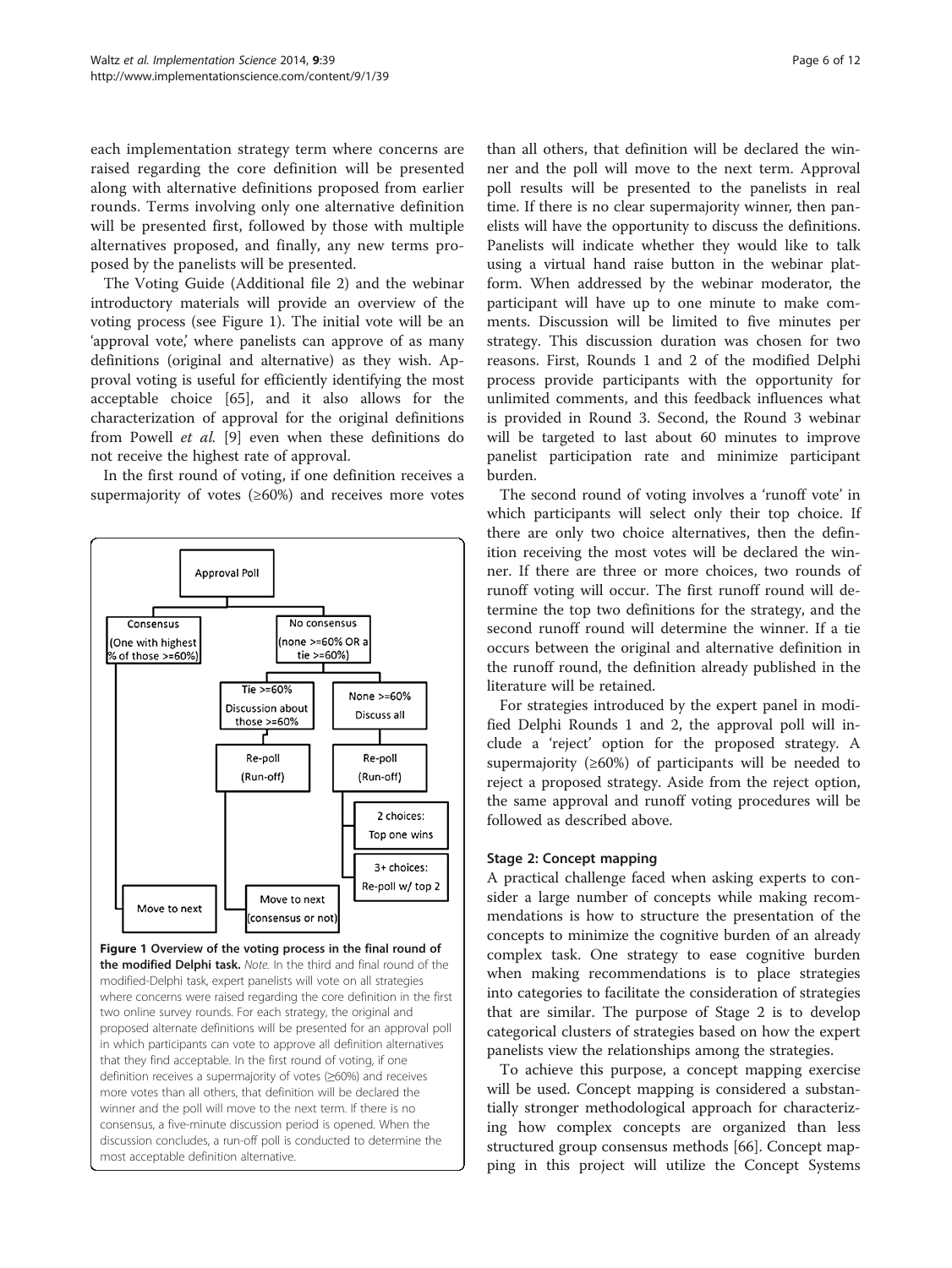each implementation strategy term where concerns are raised regarding the core definition will be presented along with alternative definitions proposed from earlier rounds. Terms involving only one alternative definition will be presented first, followed by those with multiple alternatives proposed, and finally, any new terms proposed by the panelists will be presented.

The Voting Guide (Additional file 2) and the webinar introductory materials will provide an overview of the voting process (see Figure 1). The initial vote will be an 'approval vote,' where panelists can approve of as many definitions (original and alternative) as they wish. Approval voting is useful for efficiently identifying the most acceptable choice [65], and it also allows for the characterization of approval for the original definitions from Powell *et al.* [9] even when these definitions do not receive the highest rate of approval.

In the first round of voting, if one definition receives a supermajority of votes (≥60%) and receives more votes than all others, that definition will be declared the winner and the poll will move to the next term. Approval poll results will be presented to the panelists in real time. If there is no clear supermajority winner, then panelists will have the opportunity to discuss the definitions. Panelists will indicate whether they would like to talk using a virtual hand raise button in the webinar platform. When addressed by the webinar moderator, the participant will have up to one minute to make comments. Discussion will be limited to five minutes per strategy. This discussion duration was chosen for two reasons. First, Rounds 1 and 2 of the modified Delphi process provide participants with the opportunity for unlimited comments, and this feedback influences what is provided in Round 3. Second, the Round 3 webinar will be targeted to last about 60 minutes to improve panelist participation rate and minimize participant burden.

Approval Poll

Consensus (One with highest % of those >=60%)

No consensus (none >=60% OR a tie >=60%)

Tie >=60% Discussion about those >=60%

None >=60% Discuss all

Re-poll (Run-off)

Re-poll (Run-off)

2 choices: Top one wins

3+ choices: Re-poll w/ top 2

Move to next

Move to next (consensus or not)

**Figure 1 Overview of the voting process in the final round of the modified Delphi task.** *Note.* In the third and final round of the modified-Delphi task, expert panelists will vote on all strategies where concerns were raised regarding the core definition in the first two online survey rounds. For each strategy, the original and proposed alternate definitions will be presented for an approval poll in which participants can vote to approve all definition alternatives that they find acceptable. In the first round of voting, if one definition receives a supermajority of votes (≥60%) and receives more votes than all others, that definition will be declared the winner and the poll will move to the next term. If there is no consensus, a five-minute discussion period is opened. When the discussion concludes, a run-off poll is conducted to determine the most acceptable definition alternative.

The second round of voting involves a 'runoff vote' in which participants will select only their top choice. If there are only two choice alternatives, then the definition receiving the most votes will be declared the winner. If there are three or more choices, two rounds of runoff voting will occur. The first runoff round will determine the top two definitions for the strategy, and the second runoff round will determine the winner. If a tie occurs between the original and alternative definition in the runoff round, the definition already published in the literature will be retained.

For strategies introduced by the expert panel in modified Delphi Rounds 1 and 2, the approval poll will include a 'reject' option for the proposed strategy. A supermajority (≥60%) of participants will be needed to reject a proposed strategy. Aside from the reject option, the same approval and runoff voting procedures will be followed as described above.

### Stage 2: Concept mapping

A practical challenge faced when asking experts to consider a large number of concepts while making recommendations is how to structure the presentation of the concepts to minimize the cognitive burden of an already complex task. One strategy to ease cognitive burden when making recommendations is to place strategies into categories to facilitate the consideration of strategies that are similar. The purpose of Stage 2 is to develop categorical clusters of strategies based on how the expert panelists view the relationships among the strategies.

To achieve this purpose, a concept mapping exercise will be used. Concept mapping is considered a substantially stronger methodological approach for characterizing how complex concepts are organized than less structured group consensus methods [66]. Concept mapping in this project will utilize the Concept Systems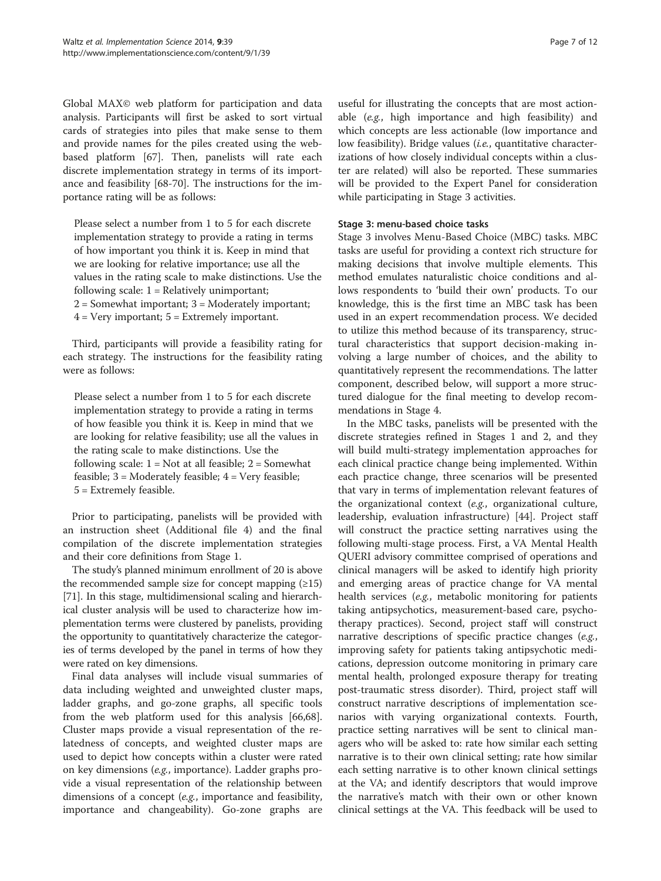Global MAX© web platform for participation and data analysis. Participants will first be asked to sort virtual cards of strategies into piles that make sense to them and provide names for the piles created using the web-based platform [67]. Then, panelists will rate each discrete implementation strategy in terms of its importance and feasibility [68-70]. The instructions for the importance rating will be as follows:

> Please select a number from 1 to 5 for each discrete implementation strategy to provide a rating in terms of how important you think it is. Keep in mind that we are looking for relative importance; use all the values in the rating scale to make distinctions. Use the following scale: 1 = Relatively unimportant; 2 = Somewhat important; 3 = Moderately important; 4 = Very important; 5 = Extremely important.

Third, participants will provide a feasibility rating for each strategy. The instructions for the feasibility rating were as follows:

> Please select a number from 1 to 5 for each discrete implementation strategy to provide a rating in terms of how feasible you think it is. Keep in mind that we are looking for relative feasibility; use all the values in the rating scale to make distinctions. Use the following scale: 1 = Not at all feasible; 2 = Somewhat feasible; 3 = Moderately feasible; 4 = Very feasible; 5 = Extremely feasible.

Prior to participating, panelists will be provided with an instruction sheet (Additional file 4) and the final compilation of the discrete implementation strategies and their core definitions from Stage 1.

The study's planned minimum enrollment of 20 is above the recommended sample size for concept mapping (≥15) [71]. In this stage, multidimensional scaling and hierarchical cluster analysis will be used to characterize how implementation terms were clustered by panelists, providing the opportunity to quantitatively characterize the categories of terms developed by the panel in terms of how they were rated on key dimensions.

Final data analyses will include visual summaries of data including weighted and unweighted cluster maps, ladder graphs, and go-zone graphs, all specific tools from the web platform used for this analysis [66,68]. Cluster maps provide a visual representation of the relatedness of concepts, and weighted cluster maps are used to depict how concepts within a cluster were rated on key dimensions (*e.g.*, importance). Ladder graphs provide a visual representation of the relationship between dimensions of a concept (*e.g.*, importance and feasibility, importance and changeability). Go-zone graphs are useful for illustrating the concepts that are most actionable (*e.g.*, high importance and high feasibility) and which concepts are less actionable (low importance and low feasibility). Bridge values (*i.e.*, quantitative characterizations of how closely individual concepts within a cluster are related) will also be reported. These summaries will be provided to the Expert Panel for consideration while participating in Stage 3 activities.

#### Stage 3: menu-based choice tasks

Stage 3 involves Menu-Based Choice (MBC) tasks. MBC tasks are useful for providing a context rich structure for making decisions that involve multiple elements. This method emulates naturalistic choice conditions and allows respondents to 'build their own' products. To our knowledge, this is the first time an MBC task has been used in an expert recommendation process. We decided to utilize this method because of its transparency, structural characteristics that support decision-making involving a large number of choices, and the ability to quantitatively represent the recommendations. The latter component, described below, will support a more structured dialogue for the final meeting to develop recommendations in Stage 4.

In the MBC tasks, panelists will be presented with the discrete strategies refined in Stages 1 and 2, and they will build multi-strategy implementation approaches for each clinical practice change being implemented. Within each practice change, three scenarios will be presented that vary in terms of implementation relevant features of the organizational context (*e.g.*, organizational culture, leadership, evaluation infrastructure) [44]. Project staff will construct the practice setting narratives using the following multi-stage process. First, a VA Mental Health QUERI advisory committee comprised of operations and clinical managers will be asked to identify high priority and emerging areas of practice change for VA mental health services (*e.g.*, metabolic monitoring for patients taking antipsychotics, measurement-based care, psychotherapy practices). Second, project staff will construct narrative descriptions of specific practice changes (*e.g.*, improving safety for patients taking antipsychotic medications, depression outcome monitoring in primary care mental health, prolonged exposure therapy for treating post-traumatic stress disorder). Third, project staff will construct narrative descriptions of implementation scenarios with varying organizational contexts. Fourth, practice setting narratives will be sent to clinical managers who will be asked to: rate how similar each setting narrative is to their own clinical setting; rate how similar each setting narrative is to other known clinical settings at the VA; and identify descriptors that would improve the narrative's match with their own or other known clinical settings at the VA. This feedback will be used to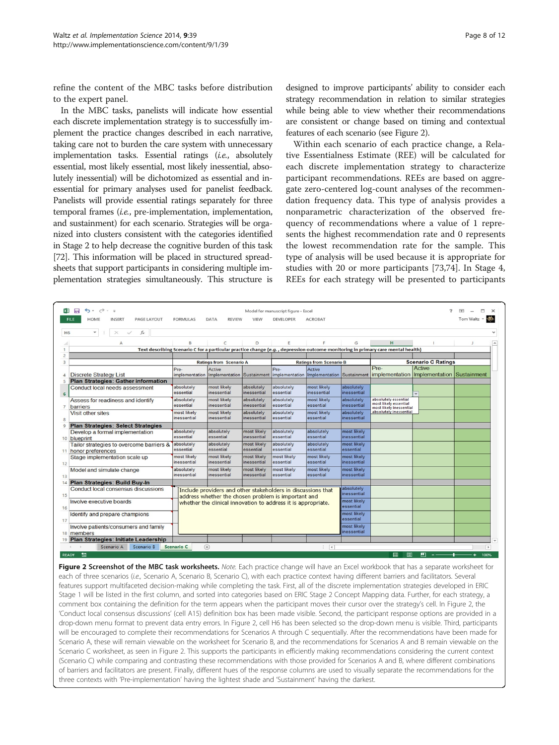refine the content of the MBC tasks before distribution to the expert panel.

In the MBC tasks, panelists will indicate how essential each discrete implementation strategy is to successfully implement the practice changes described in each narrative, taking care not to burden the care system with unnecessary implementation tasks. Essential ratings (*i.e.*, absolutely essential, most likely essential, most likely inessential, absolutely inessential) will be dichotomized as essential and inessential for primary analyses used for panelist feedback. Panelists will provide essential ratings separately for three temporal frames (*i.e.*, pre-implementation, implementation, and sustainment) for each scenario. Strategies will be organized into clusters consistent with the categories identified in Stage 2 to help decrease the cognitive burden of this task [72]. This information will be placed in structured spreadsheets that support participants in considering multiple implementation strategies simultaneously. This structure is designed to improve participants' ability to consider each strategy recommendation in relation to similar strategies while being able to view whether their recommendations are consistent or change based on timing and contextual features of each scenario (see Figure 2).

Within each scenario of each practice change, a Relative Essentialness Estimate (REE) will be calculated for each discrete implementation strategy to characterize participant recommendations. REEs are based on aggregate zero-centered log-count analyses of the recommendation frequency data. This type of analysis provides a nonparametric characterization of the observed frequency of recommendations where a value of 1 represents the highest recommendation rate and 0 represents the lowest recommendation rate for the sample. This type of analysis will be used because it is appropriate for studies with 20 or more participants [73,74]. In Stage 4, REEs for each strategy will be presented to participants

**Figure 2 Screenshot of the MBC task worksheets.** *Note.* Each practice change will have an Excel workbook that has a separate worksheet for each of three scenarios (*i.e.*, Scenario A, Scenario B, Scenario C), with each practice context having different barriers and facilitators. Several features support multifaceted decision-making while completing the task. First, all of the discrete implementation strategies developed in ERIC Stage 1 will be listed in the first column, and sorted into categories based on ERIC Stage 2 Concept Mapping data. Further, for each strategy, a comment box containing the definition for the term appears when the participant moves their cursor over the strategy's cell. In Figure 2, the 'Conduct local consensus discussions' (cell A15) definition box has been made visible. Second, the participant response options are provided in a drop-down menu format to prevent data entry errors. In Figure 2, cell H6 has been selected so the drop-down menu is visible. Third, participants will be encouraged to complete their recommendations for Scenarios A through C sequentially. After the recommendations have been made for Scenario A, these will remain viewable on the worksheet for Scenario B, and the recommendations for Scenarios A and B remain viewable on the Scenario C worksheet, as seen in Figure 2. This supports the participants in efficiently making recommendations considering the current context (Scenario C) while comparing and contrasting these recommendations with those provided for Scenarios A and B, where different combinations of barriers and facilitators are present. Finally, different hues of the response columns are used to visually separate the recommendations for the three contexts with 'Pre-implementation' having the lightest shade and 'Sustainment' having the darkest.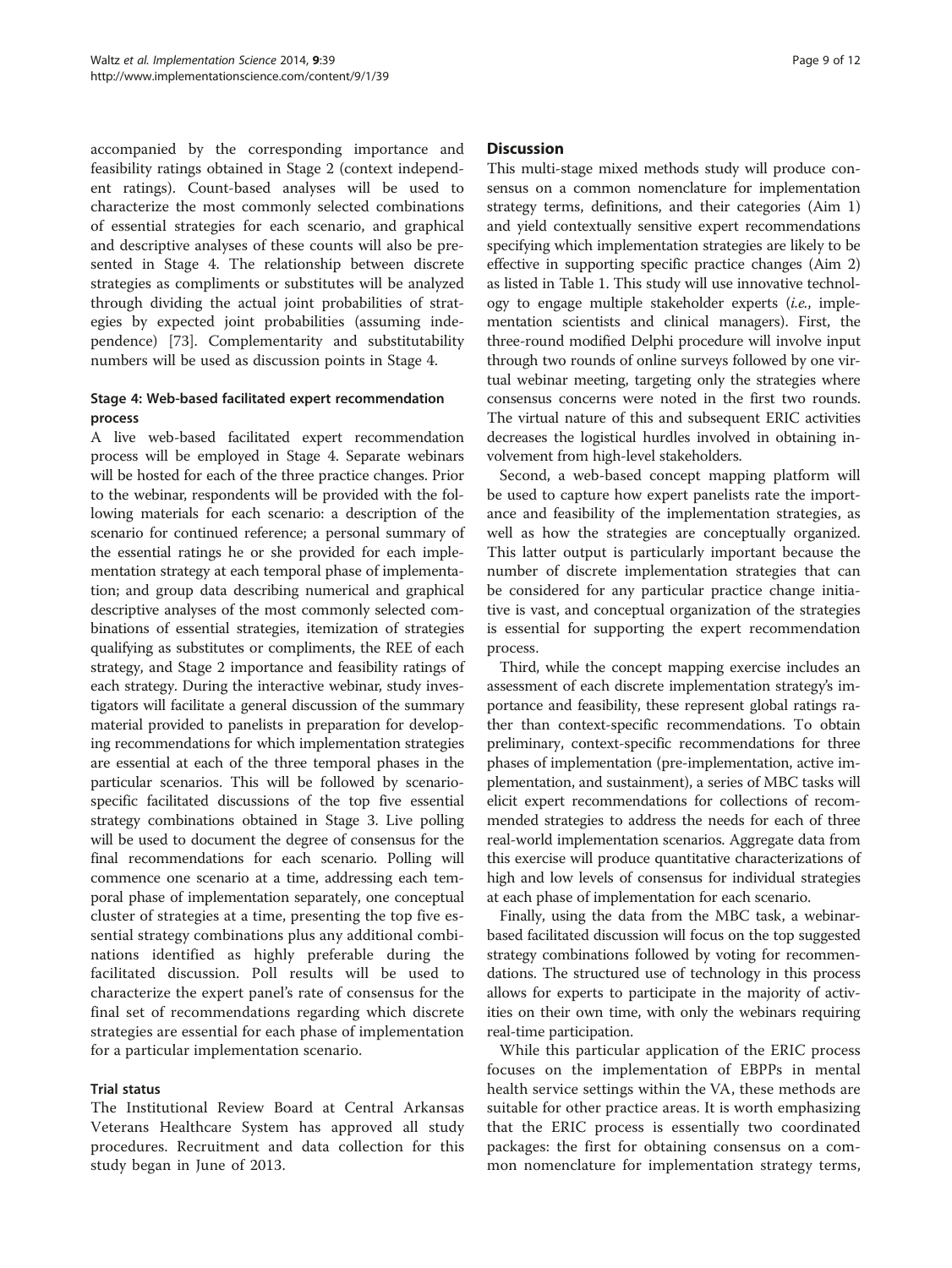accompanied by the corresponding importance and feasibility ratings obtained in Stage 2 (context independent ratings). Count-based analyses will be used to characterize the most commonly selected combinations of essential strategies for each scenario, and graphical and descriptive analyses of these counts will also be presented in Stage 4. The relationship between discrete strategies as compliments or substitutes will be analyzed through dividing the actual joint probabilities of strategies by expected joint probabilities (assuming independence) [73]. Complementarity and substitutability numbers will be used as discussion points in Stage 4.

### Stage 4: Web-based facilitated expert recommendation process

A live web-based facilitated expert recommendation process will be employed in Stage 4. Separate webinars will be hosted for each of the three practice changes. Prior to the webinar, respondents will be provided with the following materials for each scenario: a description of the scenario for continued reference; a personal summary of the essential ratings he or she provided for each implementation strategy at each temporal phase of implementation; and group data describing numerical and graphical descriptive analyses of the most commonly selected combinations of essential strategies, itemization of strategies qualifying as substitutes or compliments, the REE of each strategy, and Stage 2 importance and feasibility ratings of each strategy. During the interactive webinar, study investigators will facilitate a general discussion of the summary material provided to panelists in preparation for developing recommendations for which implementation strategies are essential at each of the three temporal phases in the particular scenarios. This will be followed by scenario-specific facilitated discussions of the top five essential strategy combinations obtained in Stage 3. Live polling will be used to document the degree of consensus for the final recommendations for each scenario. Polling will commence one scenario at a time, addressing each temporal phase of implementation separately, one conceptual cluster of strategies at a time, presenting the top five essential strategy combinations plus any additional combinations identified as highly preferable during the facilitated discussion. Poll results will be used to characterize the expert panel's rate of consensus for the final set of recommendations regarding which discrete strategies are essential for each phase of implementation for a particular implementation scenario.

### Trial status

The Institutional Review Board at Central Arkansas Veterans Healthcare System has approved all study procedures. Recruitment and data collection for this study began in June of 2013.

## Discussion

This multi-stage mixed methods study will produce consensus on a common nomenclature for implementation strategy terms, definitions, and their categories (Aim 1) and yield contextually sensitive expert recommendations specifying which implementation strategies are likely to be effective in supporting specific practice changes (Aim 2) as listed in Table 1. This study will use innovative technology to engage multiple stakeholder experts (*i.e.*, implementation scientists and clinical managers). First, the three-round modified Delphi procedure will involve input through two rounds of online surveys followed by one virtual webinar meeting, targeting only the strategies where consensus concerns were noted in the first two rounds. The virtual nature of this and subsequent ERIC activities decreases the logistical hurdles involved in obtaining involvement from high-level stakeholders.

Second, a web-based concept mapping platform will be used to capture how expert panelists rate the importance and feasibility of the implementation strategies, as well as how the strategies are conceptually organized. This latter output is particularly important because the number of discrete implementation strategies that can be considered for any particular practice change initiative is vast, and conceptual organization of the strategies is essential for supporting the expert recommendation process.

Third, while the concept mapping exercise includes an assessment of each discrete implementation strategy's importance and feasibility, these represent global ratings rather than context-specific recommendations. To obtain preliminary, context-specific recommendations for three phases of implementation (pre-implementation, active implementation, and sustainment), a series of MBC tasks will elicit expert recommendations for collections of recommended strategies to address the needs for each of three real-world implementation scenarios. Aggregate data from this exercise will produce quantitative characterizations of high and low levels of consensus for individual strategies at each phase of implementation for each scenario.

Finally, using the data from the MBC task, a webinar-based facilitated discussion will focus on the top suggested strategy combinations followed by voting for recommendations. The structured use of technology in this process allows for experts to participate in the majority of activities on their own time, with only the webinars requiring real-time participation.

While this particular application of the ERIC process focuses on the implementation of EBPPs in mental health service settings within the VA, these methods are suitable for other practice areas. It is worth emphasizing that the ERIC process is essentially two coordinated packages: the first for obtaining consensus on a common nomenclature for implementation strategy terms,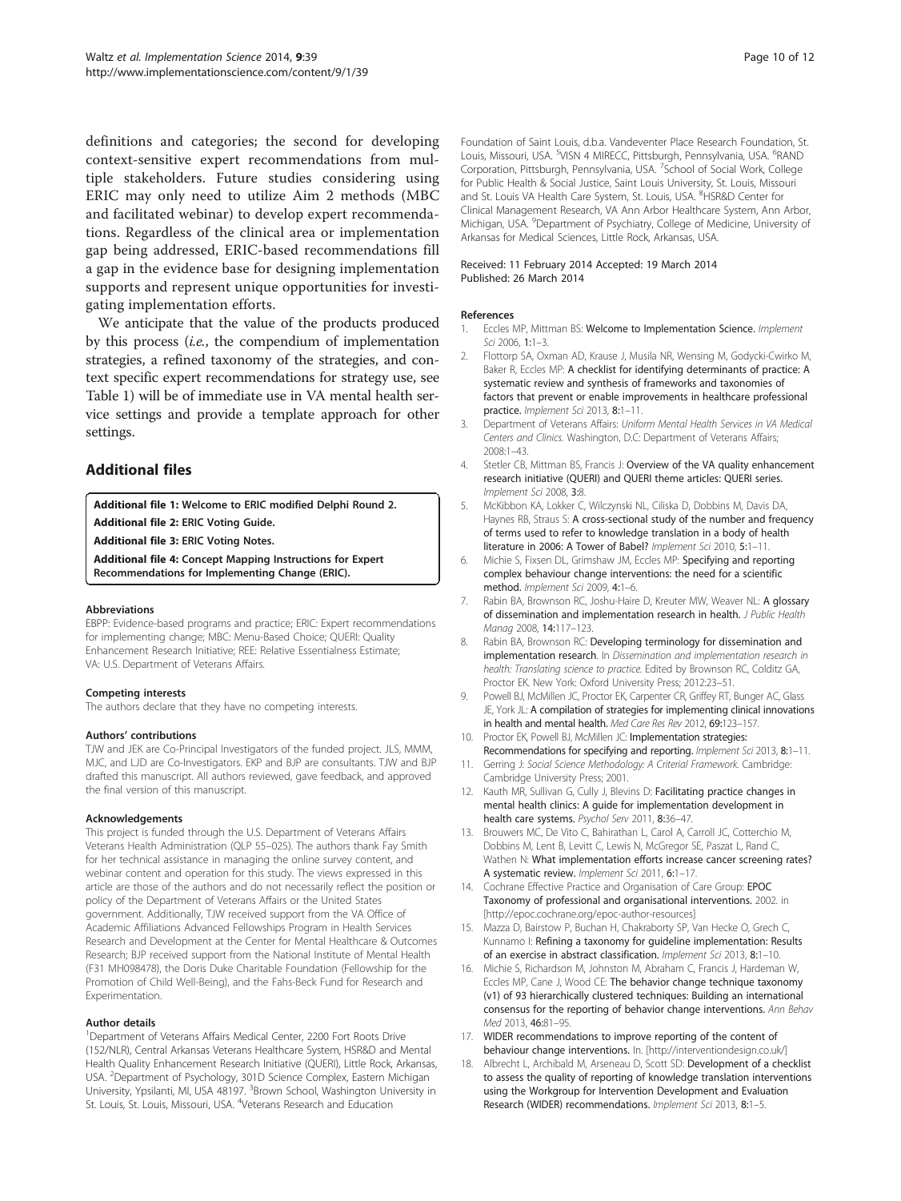definitions and categories; the second for developing context-sensitive expert recommendations from multiple stakeholders. Future studies considering using ERIC may only need to utilize Aim 2 methods (MBC and facilitated webinar) to develop expert recommendations. Regardless of the clinical area or implementation gap being addressed, ERIC-based recommendations fill a gap in the evidence base for designing implementation supports and represent unique opportunities for investigating implementation efforts.

We anticipate that the value of the products produced by this process (*i.e.*, the compendium of implementation strategies, a refined taxonomy of the strategies, and context specific expert recommendations for strategy use, see Table 1) will be of immediate use in VA mental health service settings and provide a template approach for other settings.

## Additional files

**Additional file 1: Welcome to ERIC modified Delphi Round 2.**

**Additional file 2: ERIC Voting Guide.**

**Additional file 3: ERIC Voting Notes.**

**Additional file 4: Concept Mapping Instructions for Expert Recommendations for Implementing Change (ERIC).**

#### Abbreviations

EBPP: Evidence-based programs and practice; ERIC: Expert recommendations for implementing change; MBC: Menu-Based Choice; QUERI: Quality Enhancement Research Initiative; REE: Relative Essentialness Estimate; VA: U.S. Department of Veterans Affairs.

#### Competing interests

The authors declare that they have no competing interests.

#### Authors' contributions

TJW and JEK are Co-Principal Investigators of the funded project. JLS, MMM, MJC, and LJD are Co-Investigators. EKP and BJP are consultants. TJW and BJP drafted this manuscript. All authors reviewed, gave feedback, and approved the final version of this manuscript.

#### Acknowledgements

This project is funded through the U.S. Department of Veterans Affairs Veterans Health Administration (QLP 55–025). The authors thank Fay Smith for her technical assistance in managing the online survey content, and webinar content and operation for this study. The views expressed in this article are those of the authors and do not necessarily reflect the position or policy of the Department of Veterans Affairs or the United States government. Additionally, TJW received support from the VA Office of Academic Affiliations Advanced Fellowships Program in Health Services Research and Development at the Center for Mental Healthcare & Outcomes Research; BJP received support from the National Institute of Mental Health (F31 MH098478), the Doris Duke Charitable Foundation (Fellowship for the Promotion of Child Well-Being), and the Fahs-Beck Fund for Research and Experimentation.

#### Author details

[1]Department of Veterans Affairs Medical Center, 2200 Fort Roots Drive (152/NLR), Central Arkansas Veterans Healthcare System, HSR&D and Mental Health Quality Enhancement Research Initiative (QUERI), Little Rock, Arkansas, USA. [2]Department of Psychology, 301D Science Complex, Eastern Michigan University, Ypsilanti, MI, USA 48197. [3]Brown School, Washington University in St. Louis, St. Louis, Missouri, USA. [4]Veterans Research and Education Foundation of Saint Louis, d.b.a. Vandeventer Place Research Foundation, St. Louis, Missouri, USA. [5]VISN 4 MIRECC, Pittsburgh, Pennsylvania, USA. [6]RAND Corporation, Pittsburgh, Pennsylvania, USA. [7]School of Social Work, College for Public Health & Social Justice, Saint Louis University, St. Louis, Missouri and St. Louis VA Health Care System, St. Louis, USA. [8]HSR&D Center for Clinical Management Research, VA Ann Arbor Healthcare System, Ann Arbor, Michigan, USA. [9]Department of Psychiatry, College of Medicine, University of Arkansas for Medical Sciences, Little Rock, Arkansas, USA.

Received: 11 February 2014 Accepted: 19 March 2014
Published: 26 March 2014

#### References

1. Eccles MP, Mittman BS: **Welcome to Implementation Science.** *Implement Sci* 2006, **1:**1–3.
2. Flottorp SA, Oxman AD, Krause J, Musila NR, Wensing M, Godycki-Cwirko M, Baker R, Eccles MP: **A checklist for identifying determinants of practice: A systematic review and synthesis of frameworks and taxonomies of factors that prevent or enable improvements in healthcare professional practice.** *Implement Sci* 2013, **8:**1–11.
3. Department of Veterans Affairs: *Uniform Mental Health Services in VA Medical Centers and Clinics.* Washington, D.C: Department of Veterans Affairs; 2008:1–43.
4. Stetler CB, Mittman BS, Francis J: **Overview of the VA quality enhancement research initiative (QUERI) and QUERI theme articles: QUERI series.** *Implement Sci* 2008, **3:**8.
5. McKibbon KA, Lokker C, Wilczynski NL, Ciliska D, Dobbins M, Davis DA, Haynes RB, Straus S: **A cross-sectional study of the number and frequency of terms used to refer to knowledge translation in a body of health literature in 2006: A Tower of Babel?** *Implement Sci* 2010, **5:**1–11.
6. Michie S, Fixsen DL, Grimshaw JM, Eccles MP: **Specifying and reporting complex behaviour change interventions: the need for a scientific method.** *Implement Sci* 2009, **4:**1–6.
7. Rabin BA, Brownson RC, Joshu-Haire D, Kreuter MW, Weaver NL: **A glossary of dissemination and implementation research in health.** *J Public Health Manag* 2008, **14:**117–123.
8. Rabin BA, Brownson RC: **Developing terminology for dissemination and implementation research.** In *Dissemination and implementation research in health: Translating science to practice.* Edited by Brownson RC, Colditz GA, Proctor EK. New York: Oxford University Press; 2012:23–51.
9. Powell BJ, McMillen JC, Proctor EK, Carpenter CR, Griffey RT, Bunger AC, Glass JE, York JL: **A compilation of strategies for implementing clinical innovations in health and mental health.** *Med Care Res Rev* 2012, **69:**123–157.
10. Proctor EK, Powell BJ, McMillen JC: **Implementation strategies: Recommendations for specifying and reporting.** *Implement Sci* 2013, **8:**1–11.
11. Gerring J: *Social Science Methodology: A Criterial Framework.* Cambridge: Cambridge University Press; 2001.
12. Kauth MR, Sullivan G, Cully J, Blevins D: **Facilitating practice changes in mental health clinics: A guide for implementation development in health care systems.** *Psychol Serv* 2011, **8:**36–47.
13. Brouwers MC, De Vito C, Bahirathan L, Carol A, Carroll JC, Cotterchio M, Dobbins M, Lent B, Levitt C, Lewis N, McGregor SE, Paszat L, Rand C, Wathen N: **What implementation efforts increase cancer screening rates? A systematic review.** *Implement Sci* 2011, **6:**1–17.
14. Cochrane Effective Practice and Organisation of Care Group: **EPOC Taxonomy of professional and organisational interventions.** 2002. in [http://epoc.cochrane.org/epoc-author-resources]
15. Mazza D, Bairstow P, Buchan H, Chakraborty SP, Van Hecke O, Grech C, Kunnamo I: **Refining a taxonomy for guideline implementation: Results of an exercise in abstract classification.** *Implement Sci* 2013, **8:**1–10.
16. Michie S, Richardson M, Johnston M, Abraham C, Francis J, Hardeman W, Eccles MP, Cane J, Wood CE: **The behavior change technique taxonomy (v1) of 93 hierarchically clustered techniques: Building an international consensus for the reporting of behavior change interventions.** *Ann Behav Med* 2013, **46:**81–95.
17. **WIDER recommendations to improve reporting of the content of behaviour change interventions.** In. [http://interventiondesign.co.uk/]
18. Albrecht L, Archibald M, Arseneau D, Scott SD: **Development of a checklist to assess the quality of reporting of knowledge translation interventions using the Workgroup for Intervention Development and Evaluation Research (WIDER) recommendations.** *Implement Sci* 2013, **8:**1–5.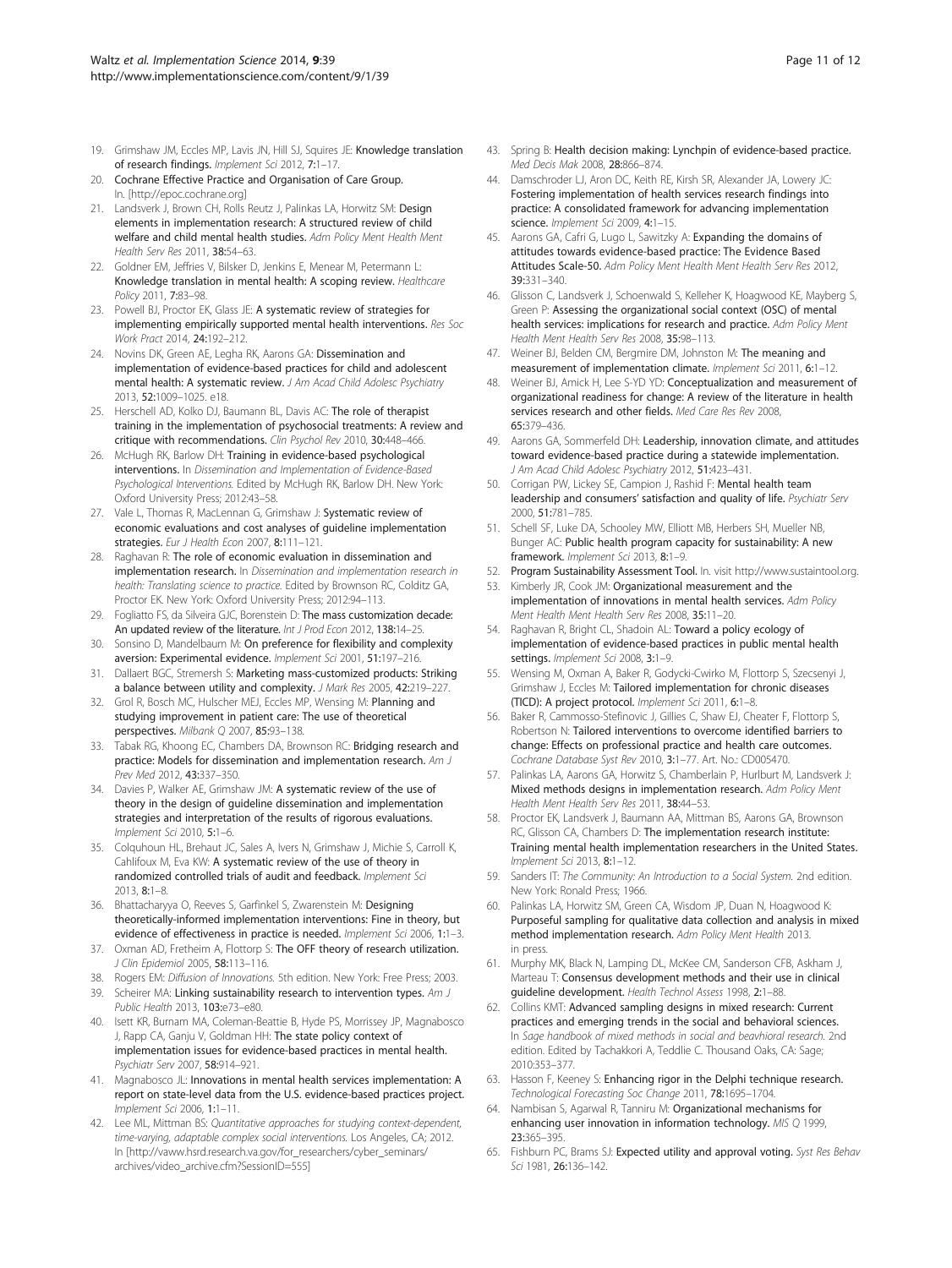19. Grimshaw JM, Eccles MP, Lavis JN, Hill SJ, Squires JE: **Knowledge translation of research findings.** *Implement Sci* 2012, **7:**1–17.
20. **Cochrane Effective Practice and Organisation of Care Group.** In. [http://epoc.cochrane.org]
21. Landsverk J, Brown CH, Rolls Reutz J, Palinkas LA, Horwitz SM: **Design elements in implementation research: A structured review of child welfare and child mental health studies.** *Adm Policy Ment Health Ment Health Serv Res* 2011, **38:**54–63.
22. Goldner EM, Jeffries V, Bilsker D, Jenkins E, Menear M, Petermann L: **Knowledge translation in mental health: A scoping review.** *Healthcare Policy* 2011, **7:**83–98.
23. Powell BJ, Proctor EK, Glass JE: **A systematic review of strategies for implementing empirically supported mental health interventions.** *Res Soc Work Pract* 2014, **24:**192–212.
24. Novins DK, Green AE, Legha RK, Aarons GA: **Dissemination and implementation of evidence-based practices for child and adolescent mental health: A systematic review.** *J Am Acad Child Adolesc Psychiatry* 2013, **52:**1009–1025. e18.
25. Herschell AD, Kolko DJ, Baumann BL, Davis AC: **The role of therapist training in the implementation of psychosocial treatments: A review and critique with recommendations.** *Clin Psychol Rev* 2010, **30:**448–466.
26. McHugh RK, Barlow DH: **Training in evidence-based psychological interventions.** In *Dissemination and Implementation of Evidence-Based Psychological Interventions.* Edited by McHugh RK, Barlow DH. New York: Oxford University Press; 2012:43–58.
27. Vale L, Thomas R, MacLennan G, Grimshaw J: **Systematic review of economic evaluations and cost analyses of guideline implementation strategies.** *Eur J Health Econ* 2007, **8:**111–121.
28. Raghavan R: **The role of economic evaluation in dissemination and implementation research.** In *Dissemination and implementation research in health: Translating science to practice.* Edited by Brownson RC, Colditz GA, Proctor EK. New York: Oxford University Press; 2012:94–113.
29. Fogliatto FS, da Silveira GJC, Borenstein D: **The mass customization decade: An updated review of the literature.** *Int J Prod Econ* 2012, **138:**14–25.
30. Sonsino D, Mandelbaum M: **On preference for flexibility and complexity aversion: Experimental evidence.** *Implement Sci* 2001, **51:**197–216.
31. Dallaert BGC, Stremersh S: **Marketing mass-customized products: Striking a balance between utility and complexity.** *J Mark Res* 2005, **42:**219–227.
32. Grol R, Bosch MC, Hulscher MEJ, Eccles MP, Wensing M: **Planning and studying improvement in patient care: The use of theoretical perspectives.** *Milbank Q* 2007, **85:**93–138.
33. Tabak RG, Khoong EC, Chambers DA, Brownson RC: **Bridging research and practice: Models for dissemination and implementation research.** *Am J Prev Med* 2012, **43:**337–350.
34. Davies P, Walker AE, Grimshaw JM: **A systematic review of the use of theory in the design of guideline dissemination and implementation strategies and interpretation of the results of rigorous evaluations.** *Implement Sci* 2010, **5:**1–6.
35. Colquhoun HL, Brehaut JC, Sales A, Ivers N, Grimshaw J, Michie S, Carroll K, Cahlifoux M, Eva KW: **A systematic review of the use of theory in randomized controlled trials of audit and feedback.** *Implement Sci* 2013, **8:**1–8.
36. Bhattacharyya O, Reeves S, Garfinkel S, Zwarenstein M: **Designing theoretically-informed implementation interventions: Fine in theory, but evidence of effectiveness in practice is needed.** *Implement Sci* 2006, **1:**1–3.
37. Oxman AD, Fretheim A, Flottorp S: **The OFF theory of research utilization.** *J Clin Epidemiol* 2005, **58:**113–116.
38. Rogers EM: *Diffusion of Innovations.* 5th edition. New York: Free Press; 2003.
39. Scheirer MA: **Linking sustainability research to intervention types.** *Am J Public Health* 2013, **103:**e73–e80.
40. Isett KR, Burnam MA, Coleman-Beattie B, Hyde PS, Morrissey JP, Magnabosco J, Rapp CA, Ganju V, Goldman HH: **The state policy context of implementation issues for evidence-based practices in mental health.** *Psychiatr Serv* 2007, **58:**914–921.
41. Magnabosco JL: **Innovations in mental health services implementation: A report on state-level data from the U.S. evidence-based practices project.** *Implement Sci* 2006, **1:**1–11.
42. Lee ML, Mittman BS: *Quantitative approaches for studying context-dependent, time-varying, adaptable complex social interventions.* Los Angeles, CA; 2012. In [http://vaww.hsrd.research.va.gov/for_researchers/cyber_seminars/archives/video_archive.cfm?SessionID=555]
43. Spring B: **Health decision making: Lynchpin of evidence-based practice.** *Med Decis Mak* 2008, **28:**866–874.
44. Damschroder LJ, Aron DC, Keith RE, Kirsh SR, Alexander JA, Lowery JC: **Fostering implementation of health services research findings into practice: A consolidated framework for advancing implementation science.** *Implement Sci* 2009, **4:**1–15.
45. Aarons GA, Cafri G, Lugo L, Sawitzky A: **Expanding the domains of attitudes towards evidence-based practice: The Evidence Based Attitudes Scale-50.** *Adm Policy Ment Health Ment Health Serv Res* 2012, **39:**331–340.
46. Glisson C, Landsverk J, Schoenwald S, Kelleher K, Hoagwood KE, Mayberg S, Green P: **Assessing the organizational social context (OSC) of mental health services: implications for research and practice.** *Adm Policy Ment Health Ment Health Serv Res* 2008, **35:**98–113.
47. Weiner BJ, Belden CM, Bergmire DM, Johnston M: **The meaning and measurement of implementation climate.** *Implement Sci* 2011, **6:**1–12.
48. Weiner BJ, Amick H, Lee S-YD YD: **Conceptualization and measurement of organizational readiness for change: A review of the literature in health services research and other fields.** *Med Care Res Rev* 2008, **65:**379–436.
49. Aarons GA, Sommerfeld DH: **Leadership, innovation climate, and attitudes toward evidence-based practice during a statewide implementation.** *J Am Acad Child Adolesc Psychiatry* 2012, **51:**423–431.
50. Corrigan PW, Lickey SE, Campion J, Rashid F: **Mental health team leadership and consumers' satisfaction and quality of life.** *Psychiatr Serv* 2000, **51:**781–785.
51. Schell SF, Luke DA, Schooley MW, Elliott MB, Herbers SH, Mueller NB, Bunger AC: **Public health program capacity for sustainability: A new framework.** *Implement Sci* 2013, **8:**1–9.
52. **Program Sustainability Assessment Tool.** In. visit http://www.sustaintool.org.
53. Kimberly JR, Cook JM: **Organizational measurement and the implementation of innovations in mental health services.** *Adm Policy Ment Health Ment Health Serv Res* 2008, **35:**11–20.
54. Raghavan R, Bright CL, Shadoin AL: **Toward a policy ecology of implementation of evidence-based practices in public mental health settings.** *Implement Sci* 2008, **3:**1–9.
55. Wensing M, Oxman A, Baker R, Godycki-Cwirko M, Flottorp S, Szecsenyi J, Grimshaw J, Eccles M: **Tailored implementation for chronic diseases (TICD): A project protocol.** *Implement Sci* 2011, **6:**1–8.
56. Baker R, Cammosso-Stefinovic J, Gillies C, Shaw EJ, Cheater F, Flottorp S, Robertson N: **Tailored interventions to overcome identified barriers to change: Effects on professional practice and health care outcomes.** *Cochrane Database Syst Rev* 2010, **3:**1–77. Art. No.: CD005470.
57. Palinkas LA, Aarons GA, Horwitz S, Chamberlain P, Hurlburt M, Landsverk J: **Mixed methods designs in implementation research.** *Adm Policy Ment Health Ment Health Serv Res* 2011, **38:**44–53.
58. Proctor EK, Landsverk J, Baumann AA, Mittman BS, Aarons GA, Brownson RC, Glisson CA, Chambers D: **The implementation research institute: Training mental health implementation researchers in the United States.** *Implement Sci* 2013, **8:**1–12.
59. Sanders IT: *The Community: An Introduction to a Social System.* 2nd edition. New York: Ronald Press; 1966.
60. Palinkas LA, Horwitz SM, Green CA, Wisdom JP, Duan N, Hoagwood K: **Purposeful sampling for qualitative data collection and analysis in mixed method implementation research.** *Adm Policy Ment Health* 2013. in press.
61. Murphy MK, Black N, Lamping DL, McKee CM, Sanderson CFB, Askham J, Marteau T: **Consensus development methods and their use in clinical guideline development.** *Health Technol Assess* 1998, **2:**1–88.
62. Collins KMT: **Advanced sampling designs in mixed research: Current practices and emerging trends in the social and behavioral sciences.** In *Sage handbook of mixed methods in social and beavhioral research.* 2nd edition. Edited by Tachakkori A, Teddlie C. Thousand Oaks, CA: Sage; 2010:353–377.
63. Hasson F, Keeney S: **Enhancing rigor in the Delphi technique research.** *Technological Forecasting Soc Change* 2011, **78:**1695–1704.
64. Nambisan S, Agarwal R, Tanniru M: **Organizational mechanisms for enhancing user innovation in information technology.** *MIS Q* 1999, **23:**365–395.
65. Fishburn PC, Brams SJ: **Expected utility and approval voting.** *Syst Res Behav Sci* 1981, **26:**136–142.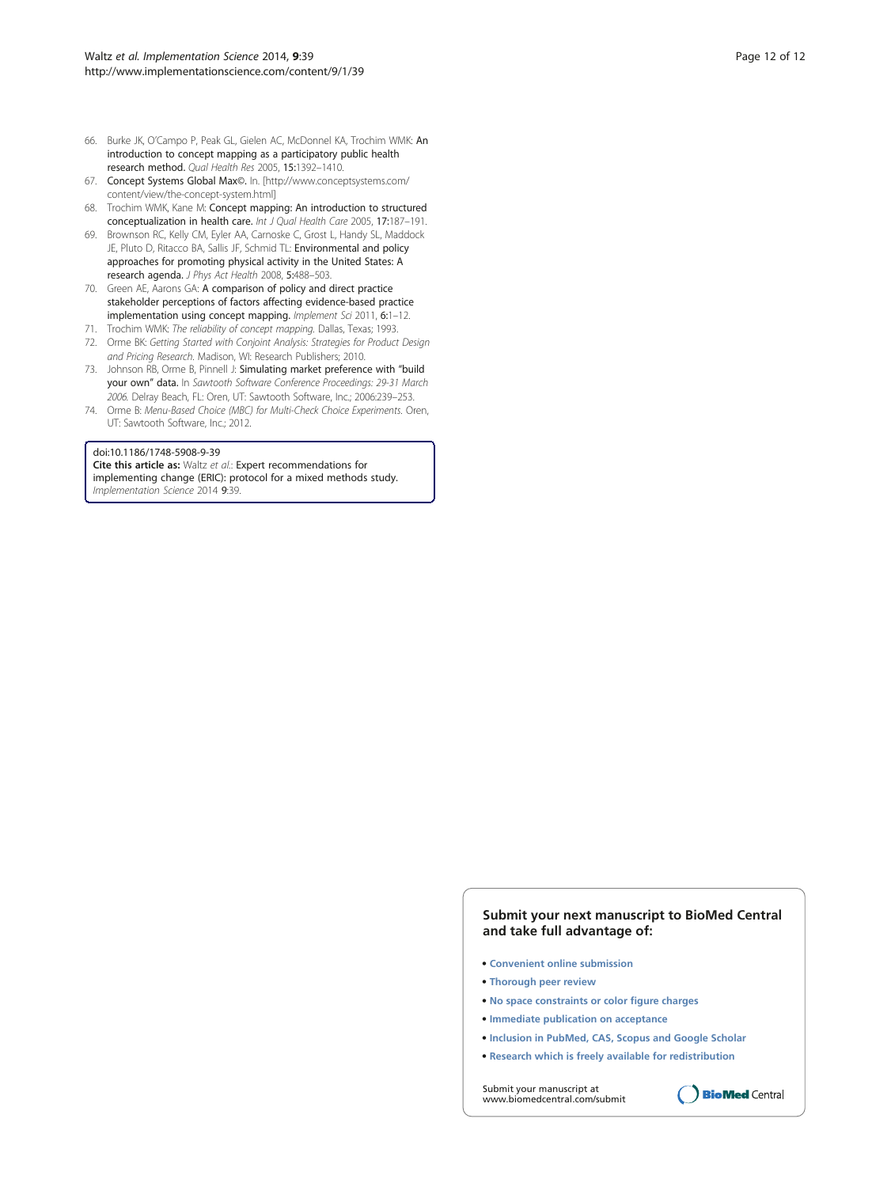66. Burke JK, O'Campo P, Peak GL, Gielen AC, McDonnel KA, Trochim WMK: **An introduction to concept mapping as a participatory public health research method.** *Qual Health Res* 2005, **15**:1392–1410.
67. **Concept Systems Global Max©.** In. [http://www.conceptsystems.com/content/view/the-concept-system.html]
68. Trochim WMK, Kane M: **Concept mapping: An introduction to structured conceptualization in health care.** *Int J Qual Health Care* 2005, **17**:187–191.
69. Brownson RC, Kelly CM, Eyler AA, Carnoske C, Grost L, Handy SL, Maddock JE, Pluto D, Ritacco BA, Sallis JF, Schmid TL: **Environmental and policy approaches for promoting physical activity in the United States: A research agenda.** *J Phys Act Health* 2008, **5**:488–503.
70. Green AE, Aarons GA: **A comparison of policy and direct practice stakeholder perceptions of factors affecting evidence-based practice implementation using concept mapping.** *Implement Sci* 2011, **6**:1–12.
71. Trochim WMK: *The reliability of concept mapping.* Dallas, Texas; 1993.
72. Orme BK: *Getting Started with Conjoint Analysis: Strategies for Product Design and Pricing Research.* Madison, WI: Research Publishers; 2010.
73. Johnson RB, Orme B, Pinnell J: **Simulating market preference with "build your own" data.** In *Sawtooth Software Conference Proceedings: 29-31 March 2006.* Delray Beach, FL: Oren, UT: Sawtooth Software, Inc.; 2006:239–253.
74. Orme B: *Menu-Based Choice (MBC) for Multi-Check Choice Experiments.* Oren, UT: Sawtooth Software, Inc.; 2012.

doi:10.1186/1748-5908-9-39

**Cite this article as:** Waltz *et al.*: Expert recommendations for implementing change (ERIC): protocol for a mixed methods study. *Implementation Science* 2014 **9**:39.

**Submit your next manuscript to BioMed Central and take full advantage of:**

- **Convenient online submission**
- **Thorough peer review**
- **No space constraints or color figure charges**
- **Immediate publication on acceptance**
- **Inclusion in PubMed, CAS, Scopus and Google Scholar**
- **Research which is freely available for redistribution**

Submit your manuscript at
www.biomedcentral.com/submit

BioMed Central